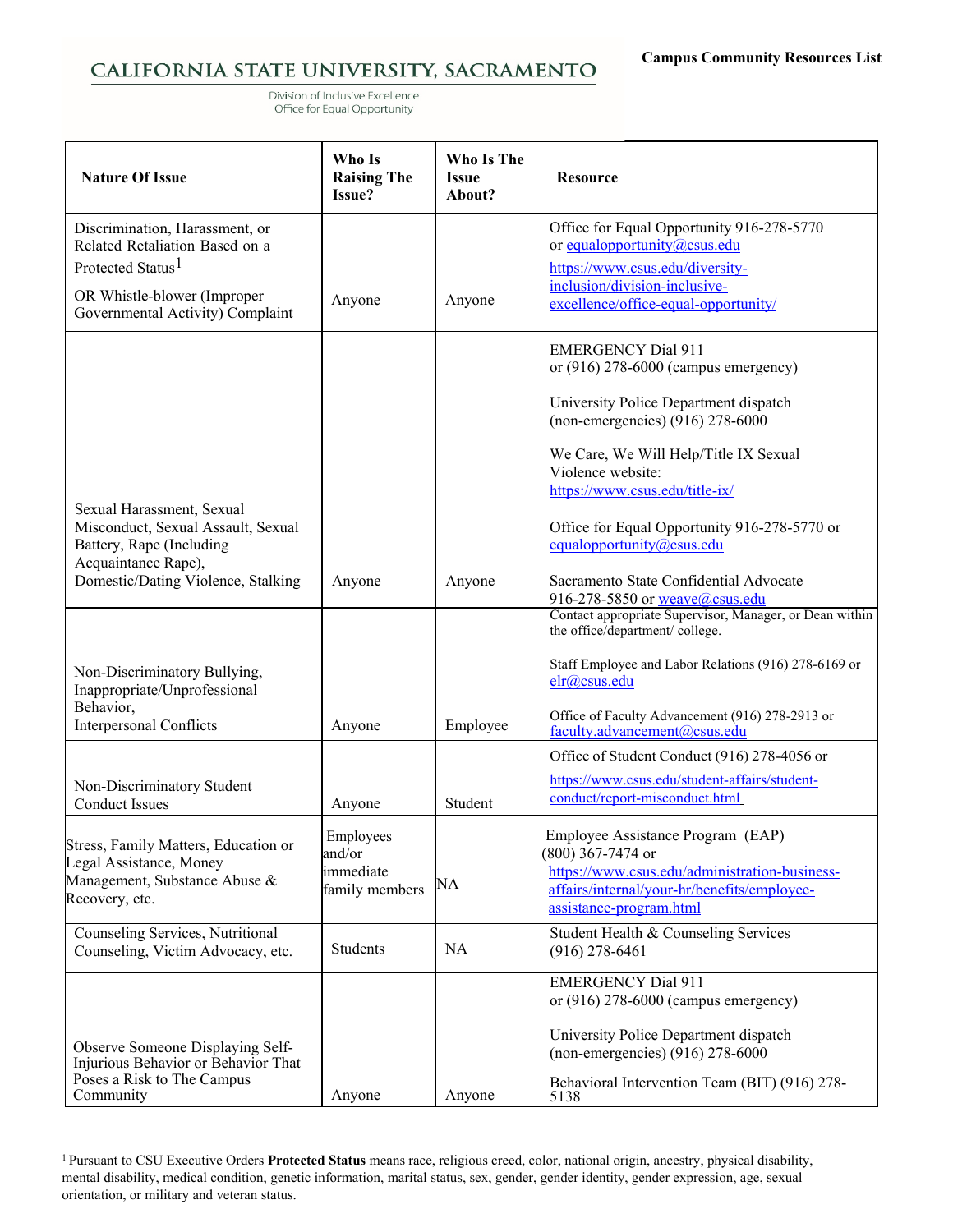# CALIFORNIA STATE UNIVERSITY, SACRAMENTO

Division of Inclusive Excellence
Office for Equal Opportunity

**Campus Community Resources List**

| Nature Of Issue | Who Is Raising The Issue? | Who Is The Issue About? | Resource |
|---|---|---|---|
| Discrimination, Harassment, or Related Retaliation Based on a Protected Status[1] <br> OR Whistle-blower (Improper Governmental Activity) Complaint | Anyone | Anyone | Office for Equal Opportunity 916-278-5770 or equalopportunity@csus.edu <br> https://www.csus.edu/diversity-inclusion/division-inclusive-excellence/office-equal-opportunity/ |
| Sexual Harassment, Sexual Misconduct, Sexual Assault, Sexual Battery, Rape (Including Acquaintance Rape), Domestic/Dating Violence, Stalking | Anyone | Anyone | EMERGENCY Dial 911 or (916) 278-6000 (campus emergency) <br> University Police Department dispatch (non-emergencies) (916) 278-6000 <br> We Care, We Will Help/Title IX Sexual Violence website: https://www.csus.edu/title-ix/ <br> Office for Equal Opportunity 916-278-5770 or equalopportunity@csus.edu <br> Sacramento State Confidential Advocate 916-278-5850 or weave@csus.edu |
| Non-Discriminatory Bullying, Inappropriate/Unprofessional Behavior, Interpersonal Conflicts | Anyone | Employee | Contact appropriate Supervisor, Manager, or Dean within the office/department/ college. <br> Staff Employee and Labor Relations (916) 278-6169 or elr@csus.edu <br> Office of Faculty Advancement (916) 278-2913 or faculty.advancement@csus.edu |
| Non-Discriminatory Student Conduct Issues | Anyone | Student | Office of Student Conduct (916) 278-4056 or <br> https://www.csus.edu/student-affairs/student-conduct/report-misconduct.html |
| Stress, Family Matters, Education or Legal Assistance, Money Management, Substance Abuse & Recovery, etc. | Employees and/or immediate family members | NA | Employee Assistance Program (EAP) (800) 367-7474 or https://www.csus.edu/administration-business-affairs/internal/your-hr/benefits/employee-assistance-program.html |
| Counseling Services, Nutritional Counseling, Victim Advocacy, etc. | Students | NA | Student Health & Counseling Services (916) 278-6461 |
| Observe Someone Displaying Self-Injurious Behavior or Behavior That Poses a Risk to The Campus Community | Anyone | Anyone | EMERGENCY Dial 911 or (916) 278-6000 (campus emergency) <br> University Police Department dispatch (non-emergencies) (916) 278-6000 <br> Behavioral Intervention Team (BIT) (916) 278-5138 |

[1] Pursuant to CSU Executive Orders **Protected Status** means race, religious creed, color, national origin, ancestry, physical disability, mental disability, medical condition, genetic information, marital status, sex, gender, gender identity, gender expression, age, sexual orientation, or military and veteran status.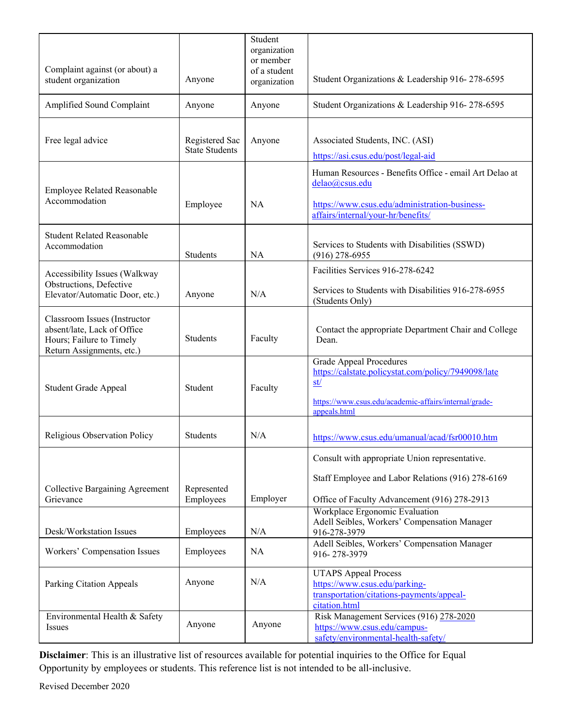| | | | |
|---|---|---|---|
| Complaint against (or about) a student organization | Anyone | Student organization or member of a student organization | Student Organizations & Leadership 916- 278-6595 |
| Amplified Sound Complaint | Anyone | Anyone | Student Organizations & Leadership 916- 278-6595 |
| Free legal advice | Registered Sac State Students | Anyone | Associated Students, INC. (ASI) https://asi.csus.edu/post/legal-aid |
| Employee Related Reasonable Accommodation | Employee | NA | Human Resources - Benefits Office - email Art Delao at delao@csus.edu https://www.csus.edu/administration-business-affairs/internal/your-hr/benefits/ |
| Student Related Reasonable Accommodation | Students | NA | Services to Students with Disabilities (SSWD) (916) 278-6955 |
| Accessibility Issues (Walkway Obstructions, Defective Elevator/Automatic Door, etc.) | Anyone | N/A | Facilities Services 916-278-6242 Services to Students with Disabilities 916-278-6955 (Students Only) |
| Classroom Issues (Instructor absent/late, Lack of Office Hours; Failure to Timely Return Assignments, etc.) | Students | Faculty | Contact the appropriate Department Chair and College Dean. |
| Student Grade Appeal | Student | Faculty | Grade Appeal Procedures https://calstate.policystat.com/policy/7949098/latest/ https://www.csus.edu/academic-affairs/internal/grade-appeals.html |
| Religious Observation Policy | Students | N/A | https://www.csus.edu/umanual/acad/fsr00010.htm |
| Collective Bargaining Agreement Grievance | Represented Employees | Employer | Consult with appropriate Union representative. Staff Employee and Labor Relations (916) 278-6169 Office of Faculty Advancement (916) 278-2913 |
| Desk/Workstation Issues | Employees | N/A | Workplace Ergonomic Evaluation Adell Seibles, Workers' Compensation Manager 916-278-3979 |
| Workers' Compensation Issues | Employees | NA | Adell Seibles, Workers' Compensation Manager 916- 278-3979 |
| Parking Citation Appeals | Anyone | N/A | UTAPS Appeal Process https://www.csus.edu/parking-transportation/citations-payments/appeal-citation.html |
| Environmental Health & Safety Issues | Anyone | Anyone | Risk Management Services (916) 278-2020 https://www.csus.edu/campus-safety/environmental-health-safety/ |

**Disclaimer**: This is an illustrative list of resources available for potential inquiries to the Office for Equal Opportunity by employees or students. This reference list is not intended to be all-inclusive.

Revised December 2020